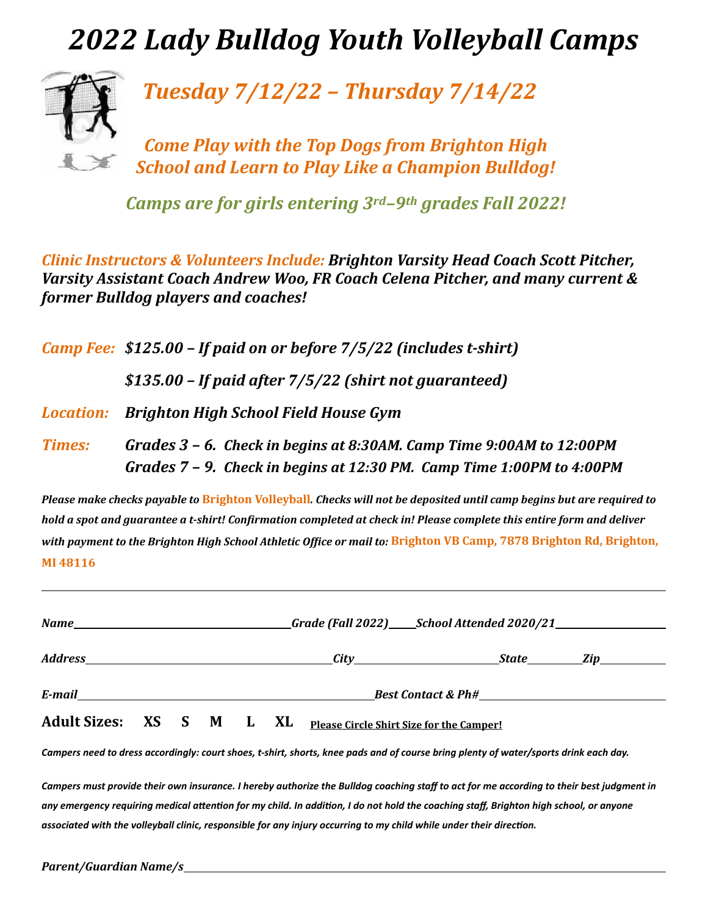# *2022 Lady Bulldog Youth Volleyball Camps*

## *Tuesday 7/12/22 – Thursday 7/14/22*

### *Come Play with the Top Dogs from Brighton High School and Learn to Play Like a Champion Bulldog!*

### *Camps are for girls entering 3rd–9th grades Fall 2022!*

*Clinic Instructors & Volunteers Include:* ***Brighton Varsity Head Coach Scott Pitcher, Varsity Assistant Coach Andrew Woo, FR Coach Celena Pitcher, and many current & former Bulldog players and coaches!***

*Camp Fee:* ***$125.00 – If paid on or before 7/5/22 (includes t-shirt)***

***$135.00 – If paid after 7/5/22 (shirt not guaranteed)***

*Location:* ***Brighton High School Field House Gym***

*Times:* ***Grades 3 – 6. Check in begins at 8:30AM. Camp Time 9:00AM to 12:00PM***
***Grades 7 – 9. Check in begins at 12:30 PM. Camp Time 1:00PM to 4:00PM***

***Please make checks payable to Brighton Volleyball. Checks will not be deposited until camp begins but are required to hold a spot and guarantee a t-shirt! Confirmation completed at check in! Please complete this entire form and deliver with payment to the Brighton High School Athletic Office or mail to: Brighton VB Camp, 7878 Brighton Rd, Brighton, MI 48116***

---

*Name*\_\_\_\_\_\_\_\_\_\_\_\_\_\_\_\_\_\_\_\_\_\_\_\_\_\_\_\_\_\_\_\_\_\_ *Grade (Fall 2022)*\_\_\_\_\_ *School Attended 2020/21*\_\_\_\_\_\_\_\_\_\_\_\_\_\_\_\_\_\_

*Address*\_\_\_\_\_\_\_\_\_\_\_\_\_\_\_\_\_\_\_\_\_\_\_\_\_\_\_\_\_\_\_\_\_\_\_\_\_\_ *City*\_\_\_\_\_\_\_\_\_\_\_\_\_\_\_\_\_\_\_\_\_\_ *State*\_\_\_\_\_\_\_\_ *Zip*\_\_\_\_\_\_\_\_\_\_

*E-mail*\_\_\_\_\_\_\_\_\_\_\_\_\_\_\_\_\_\_\_\_\_\_\_\_\_\_\_\_\_\_\_\_\_\_\_\_\_\_\_\_\_\_\_\_\_\_ *Best Contact & Ph#*\_\_\_\_\_\_\_\_\_\_\_\_\_\_\_\_\_\_\_\_\_\_\_\_\_\_\_\_

**Adult Sizes: XS S M L XL** Please Circle Shirt Size for the Camper!

***Campers need to dress accordingly: court shoes, t-shirt, shorts, knee pads and of course bring plenty of water/sports drink each day.***

***Campers must provide their own insurance. I hereby authorize the Bulldog coaching staff to act for me according to their best judgment in any emergency requiring medical attention for my child. In addition, I do not hold the coaching staff, Brighton high school, or anyone associated with the volleyball clinic, responsible for any injury occurring to my child while under their direction.***

*Parent/Guardian Name/s*\_\_\_\_\_\_\_\_\_\_\_\_\_\_\_\_\_\_\_\_\_\_\_\_\_\_\_\_\_\_\_\_\_\_\_\_\_\_\_\_\_\_\_\_\_\_\_\_\_\_\_\_\_\_\_\_\_\_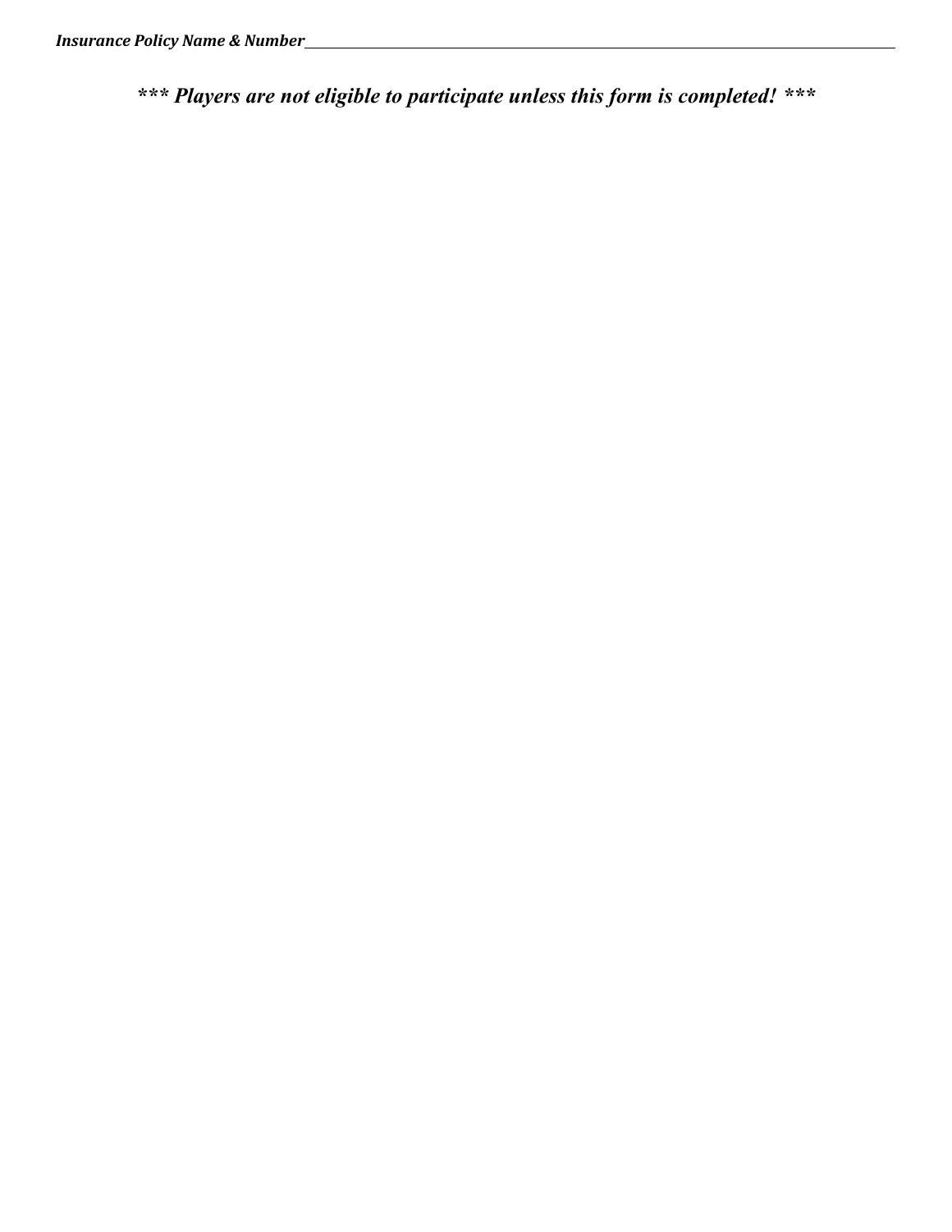***Insurance Policy Name & Number*** \_\_\_\_\_\_\_\_\_\_\_\_\_\_\_\_\_\_\_\_\_\_\_\_\_\_\_\_\_\_\_\_\_\_\_\_\_\_\_\_\_\_\_\_\_\_\_\_\_\_\_\_\_\_\_\_\_\_\_\_

***\*\*\* Players are not eligible to participate unless this form is completed! \*\*\****

***Insurance Policy Name & Number*** ______________________________________________________________

****** Players are not eligible to participate unless this form is completed! *******